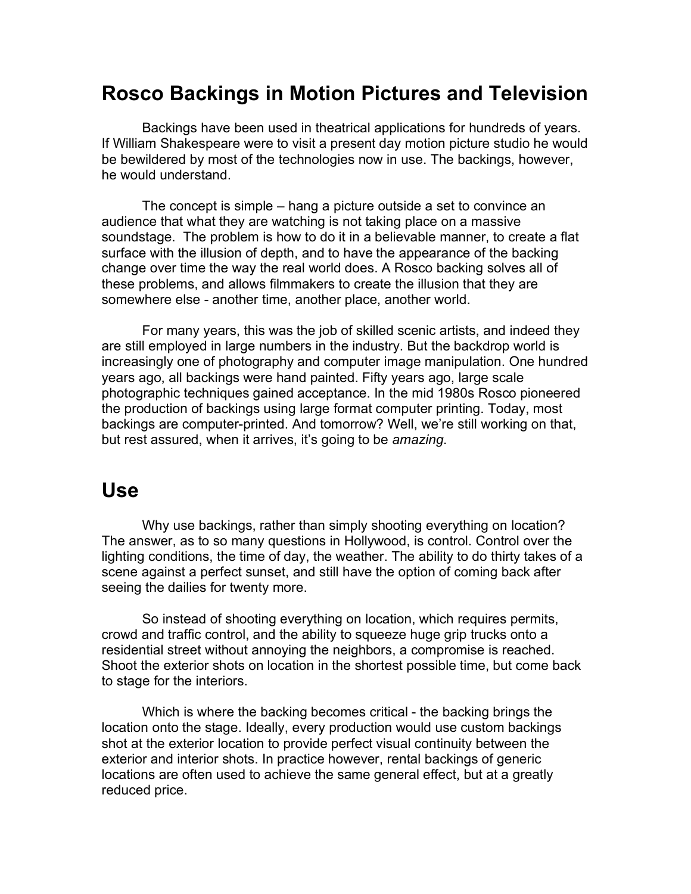# Rosco Backings in Motion Pictures and Television

Backings have been used in theatrical applications for hundreds of years. If William Shakespeare were to visit a present day motion picture studio he would be bewildered by most of the technologies now in use. The backings, however, he would understand.

The concept is simple – hang a picture outside a set to convince an audience that what they are watching is not taking place on a massive soundstage. The problem is how to do it in a believable manner, to create a flat surface with the illusion of depth, and to have the appearance of the backing change over time the way the real world does. A Rosco backing solves all of these problems, and allows filmmakers to create the illusion that they are somewhere else - another time, another place, another world.

For many years, this was the job of skilled scenic artists, and indeed they are still employed in large numbers in the industry. But the backdrop world is increasingly one of photography and computer image manipulation. One hundred years ago, all backings were hand painted. Fifty years ago, large scale photographic techniques gained acceptance. In the mid 1980s Rosco pioneered the production of backings using large format computer printing. Today, most backings are computer-printed. And tomorrow? Well, we're still working on that, but rest assured, when it arrives, it's going to be *amazing*.

# Use

Why use backings, rather than simply shooting everything on location? The answer, as to so many questions in Hollywood, is control. Control over the lighting conditions, the time of day, the weather. The ability to do thirty takes of a scene against a perfect sunset, and still have the option of coming back after seeing the dailies for twenty more.

So instead of shooting everything on location, which requires permits, crowd and traffic control, and the ability to squeeze huge grip trucks onto a residential street without annoying the neighbors, a compromise is reached. Shoot the exterior shots on location in the shortest possible time, but come back to stage for the interiors.

Which is where the backing becomes critical - the backing brings the location onto the stage. Ideally, every production would use custom backings shot at the exterior location to provide perfect visual continuity between the exterior and interior shots. In practice however, rental backings of generic locations are often used to achieve the same general effect, but at a greatly reduced price.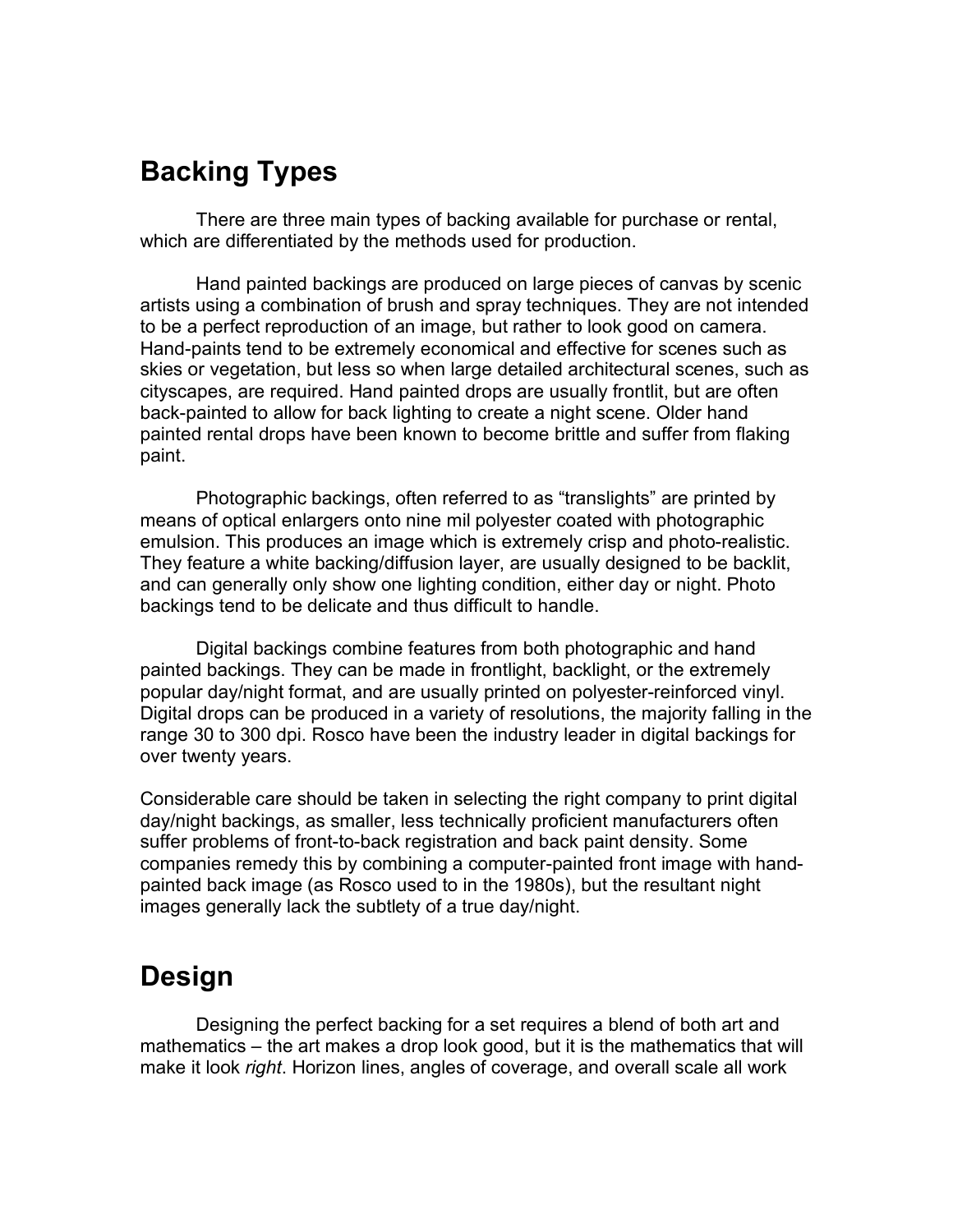## Backing Types

There are three main types of backing available for purchase or rental, which are differentiated by the methods used for production.

Hand painted backings are produced on large pieces of canvas by scenic artists using a combination of brush and spray techniques. They are not intended to be a perfect reproduction of an image, but rather to look good on camera. Hand-paints tend to be extremely economical and effective for scenes such as skies or vegetation, but less so when large detailed architectural scenes, such as cityscapes, are required. Hand painted drops are usually frontlit, but are often back-painted to allow for back lighting to create a night scene. Older hand painted rental drops have been known to become brittle and suffer from flaking paint.

Photographic backings, often referred to as "translights" are printed by means of optical enlargers onto nine mil polyester coated with photographic emulsion. This produces an image which is extremely crisp and photo-realistic. They feature a white backing/diffusion layer, are usually designed to be backlit, and can generally only show one lighting condition, either day or night. Photo backings tend to be delicate and thus difficult to handle.

Digital backings combine features from both photographic and hand painted backings. They can be made in frontlight, backlight, or the extremely popular day/night format, and are usually printed on polyester-reinforced vinyl. Digital drops can be produced in a variety of resolutions, the majority falling in the range 30 to 300 dpi. Rosco have been the industry leader in digital backings for over twenty years.

Considerable care should be taken in selecting the right company to print digital day/night backings, as smaller, less technically proficient manufacturers often suffer problems of front-to-back registration and back paint density. Some companies remedy this by combining a computer-painted front image with hand-painted back image (as Rosco used to in the 1980s), but the resultant night images generally lack the subtlety of a true day/night.

## Design

Designing the perfect backing for a set requires a blend of both art and mathematics – the art makes a drop look good, but it is the mathematics that will make it look *right*. Horizon lines, angles of coverage, and overall scale all work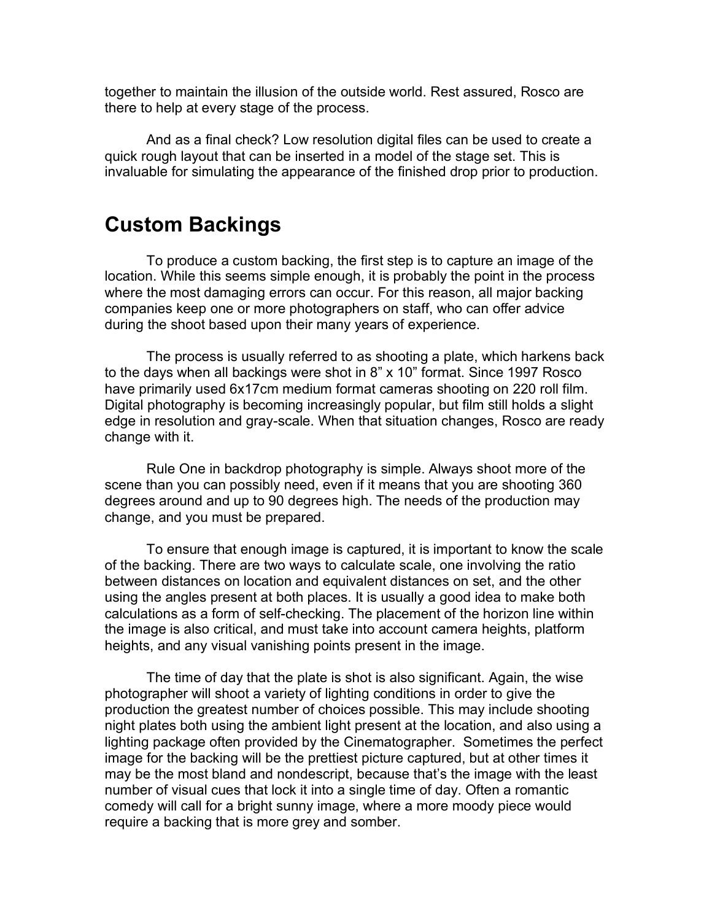together to maintain the illusion of the outside world. Rest assured, Rosco are there to help at every stage of the process.

And as a final check? Low resolution digital files can be used to create a quick rough layout that can be inserted in a model of the stage set. This is invaluable for simulating the appearance of the finished drop prior to production.

## Custom Backings

To produce a custom backing, the first step is to capture an image of the location. While this seems simple enough, it is probably the point in the process where the most damaging errors can occur. For this reason, all major backing companies keep one or more photographers on staff, who can offer advice during the shoot based upon their many years of experience.

The process is usually referred to as shooting a plate, which harkens back to the days when all backings were shot in 8” x 10” format. Since 1997 Rosco have primarily used 6x17cm medium format cameras shooting on 220 roll film. Digital photography is becoming increasingly popular, but film still holds a slight edge in resolution and gray-scale. When that situation changes, Rosco are ready change with it.

Rule One in backdrop photography is simple. Always shoot more of the scene than you can possibly need, even if it means that you are shooting 360 degrees around and up to 90 degrees high. The needs of the production may change, and you must be prepared.

To ensure that enough image is captured, it is important to know the scale of the backing. There are two ways to calculate scale, one involving the ratio between distances on location and equivalent distances on set, and the other using the angles present at both places. It is usually a good idea to make both calculations as a form of self-checking. The placement of the horizon line within the image is also critical, and must take into account camera heights, platform heights, and any visual vanishing points present in the image.

The time of day that the plate is shot is also significant. Again, the wise photographer will shoot a variety of lighting conditions in order to give the production the greatest number of choices possible. This may include shooting night plates both using the ambient light present at the location, and also using a lighting package often provided by the Cinematographer. Sometimes the perfect image for the backing will be the prettiest picture captured, but at other times it may be the most bland and nondescript, because that’s the image with the least number of visual cues that lock it into a single time of day. Often a romantic comedy will call for a bright sunny image, where a more moody piece would require a backing that is more grey and somber.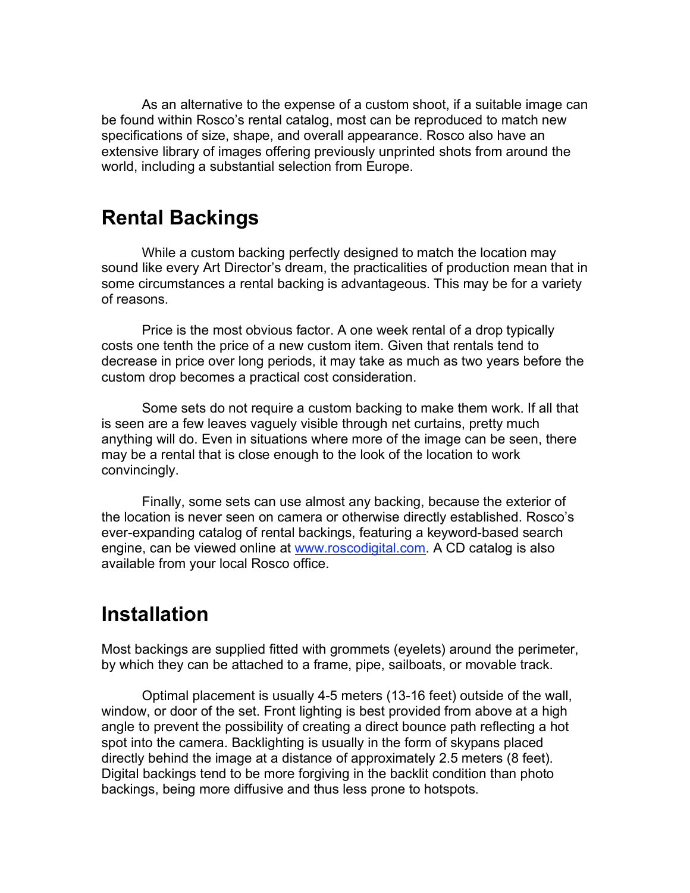As an alternative to the expense of a custom shoot, if a suitable image can be found within Rosco's rental catalog, most can be reproduced to match new specifications of size, shape, and overall appearance. Rosco also have an extensive library of images offering previously unprinted shots from around the world, including a substantial selection from Europe.

## Rental Backings

While a custom backing perfectly designed to match the location may sound like every Art Director's dream, the practicalities of production mean that in some circumstances a rental backing is advantageous. This may be for a variety of reasons.

Price is the most obvious factor. A one week rental of a drop typically costs one tenth the price of a new custom item. Given that rentals tend to decrease in price over long periods, it may take as much as two years before the custom drop becomes a practical cost consideration.

Some sets do not require a custom backing to make them work. If all that is seen are a few leaves vaguely visible through net curtains, pretty much anything will do. Even in situations where more of the image can be seen, there may be a rental that is close enough to the look of the location to work convincingly.

Finally, some sets can use almost any backing, because the exterior of the location is never seen on camera or otherwise directly established. Rosco's ever-expanding catalog of rental backings, featuring a keyword-based search engine, can be viewed online at [www.roscodigital.com](http://www.roscodigital.com). A CD catalog is also available from your local Rosco office.

## Installation

Most backings are supplied fitted with grommets (eyelets) around the perimeter, by which they can be attached to a frame, pipe, sailboats, or movable track.

Optimal placement is usually 4-5 meters (13-16 feet) outside of the wall, window, or door of the set. Front lighting is best provided from above at a high angle to prevent the possibility of creating a direct bounce path reflecting a hot spot into the camera. Backlighting is usually in the form of skypans placed directly behind the image at a distance of approximately 2.5 meters (8 feet). Digital backings tend to be more forgiving in the backlit condition than photo backings, being more diffusive and thus less prone to hotspots.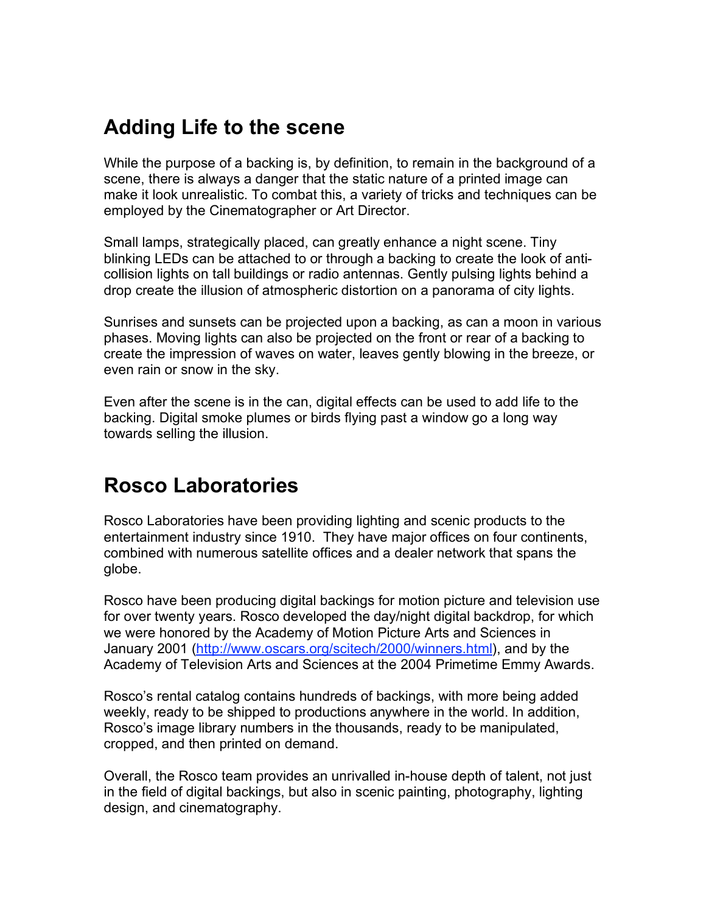## Adding Life to the scene

While the purpose of a backing is, by definition, to remain in the background of a scene, there is always a danger that the static nature of a printed image can make it look unrealistic. To combat this, a variety of tricks and techniques can be employed by the Cinematographer or Art Director.

Small lamps, strategically placed, can greatly enhance a night scene. Tiny blinking LEDs can be attached to or through a backing to create the look of anti-collision lights on tall buildings or radio antennas. Gently pulsing lights behind a drop create the illusion of atmospheric distortion on a panorama of city lights.

Sunrises and sunsets can be projected upon a backing, as can a moon in various phases. Moving lights can also be projected on the front or rear of a backing to create the impression of waves on water, leaves gently blowing in the breeze, or even rain or snow in the sky.

Even after the scene is in the can, digital effects can be used to add life to the backing. Digital smoke plumes or birds flying past a window go a long way towards selling the illusion.

## Rosco Laboratories

Rosco Laboratories have been providing lighting and scenic products to the entertainment industry since 1910. They have major offices on four continents, combined with numerous satellite offices and a dealer network that spans the globe.

Rosco have been producing digital backings for motion picture and television use for over twenty years. Rosco developed the day/night digital backdrop, for which we were honored by the Academy of Motion Picture Arts and Sciences in January 2001 (http://www.oscars.org/scitech/2000/winners.html), and by the Academy of Television Arts and Sciences at the 2004 Primetime Emmy Awards.

Rosco's rental catalog contains hundreds of backings, with more being added weekly, ready to be shipped to productions anywhere in the world. In addition, Rosco's image library numbers in the thousands, ready to be manipulated, cropped, and then printed on demand.

Overall, the Rosco team provides an unrivalled in-house depth of talent, not just in the field of digital backings, but also in scenic painting, photography, lighting design, and cinematography.